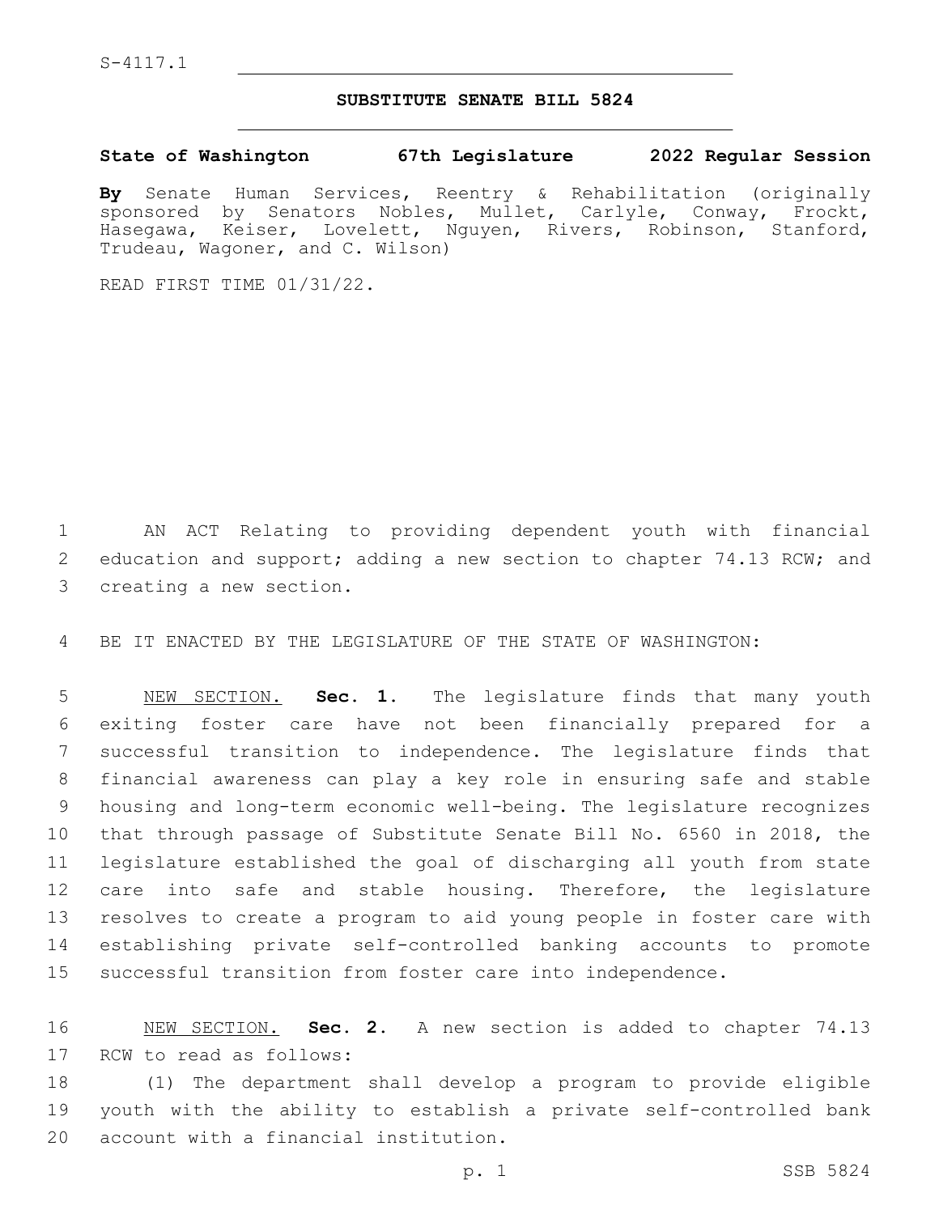S-4117.1

# SUBSTITUTE SENATE BILL 5824

**State of Washington 67th Legislature 2022 Regular Session**

**By** Senate Human Services, Reentry & Rehabilitation (originally sponsored by Senators Nobles, Mullet, Carlyle, Conway, Frockt, Hasegawa, Keiser, Lovelett, Nguyen, Rivers, Robinson, Stanford, Trudeau, Wagoner, and C. Wilson)

READ FIRST TIME 01/31/22.

AN ACT Relating to providing dependent youth with financial education and support; adding a new section to chapter 74.13 RCW; and creating a new section.

BE IT ENACTED BY THE LEGISLATURE OF THE STATE OF WASHINGTON:

NEW SECTION. **Sec. 1.** The legislature finds that many youth exiting foster care have not been financially prepared for a successful transition to independence. The legislature finds that financial awareness can play a key role in ensuring safe and stable housing and long-term economic well-being. The legislature recognizes that through passage of Substitute Senate Bill No. 6560 in 2018, the legislature established the goal of discharging all youth from state care into safe and stable housing. Therefore, the legislature resolves to create a program to aid young people in foster care with establishing private self-controlled banking accounts to promote successful transition from foster care into independence.

NEW SECTION. **Sec. 2.** A new section is added to chapter 74.13 RCW to read as follows:

(1) The department shall develop a program to provide eligible youth with the ability to establish a private self-controlled bank account with a financial institution.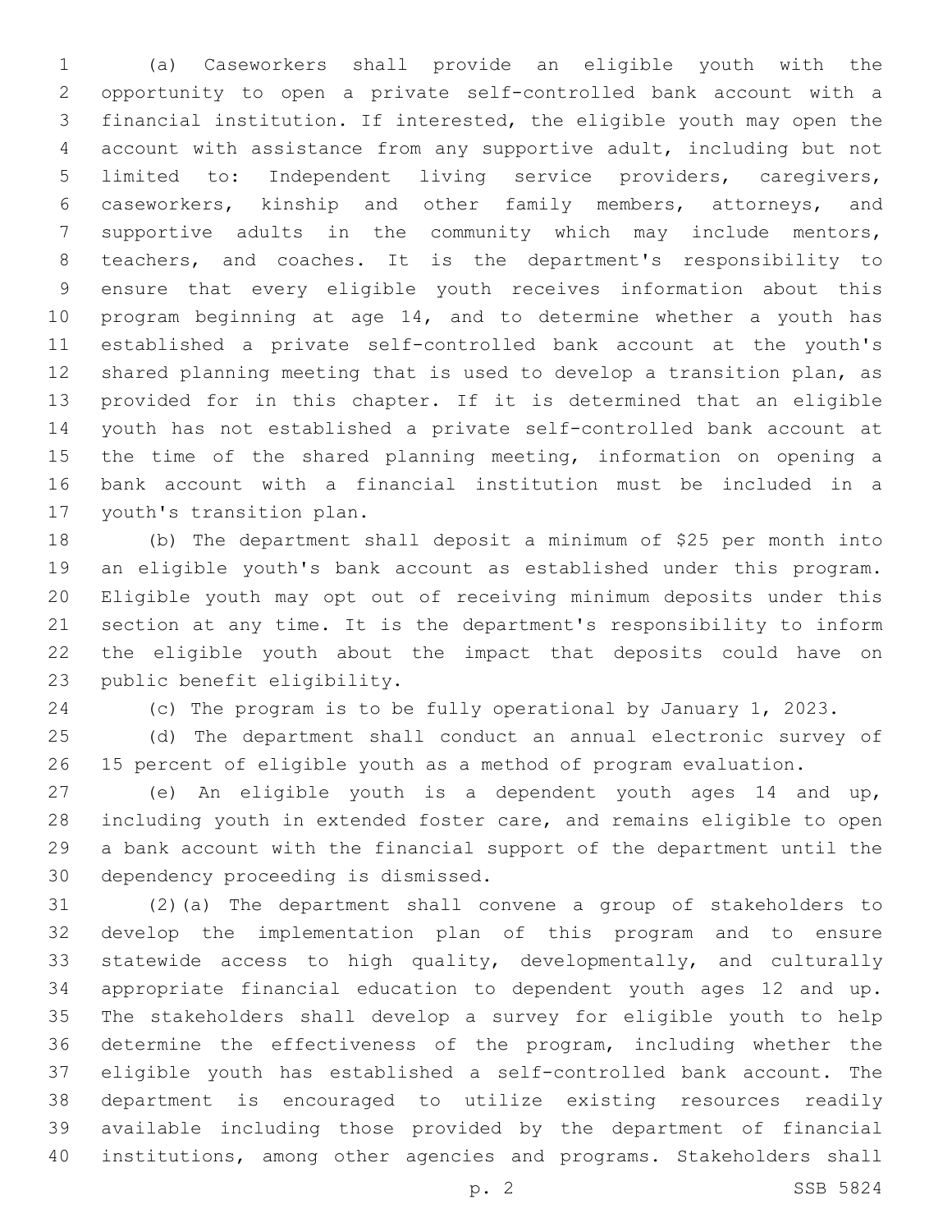(a) Caseworkers shall provide an eligible youth with the opportunity to open a private self-controlled bank account with a financial institution. If interested, the eligible youth may open the account with assistance from any supportive adult, including but not limited to: Independent living service providers, caregivers, caseworkers, kinship and other family members, attorneys, and supportive adults in the community which may include mentors, teachers, and coaches. It is the department's responsibility to ensure that every eligible youth receives information about this program beginning at age 14, and to determine whether a youth has established a private self-controlled bank account at the youth's shared planning meeting that is used to develop a transition plan, as provided for in this chapter. If it is determined that an eligible youth has not established a private self-controlled bank account at the time of the shared planning meeting, information on opening a bank account with a financial institution must be included in a youth's transition plan.

(b) The department shall deposit a minimum of $25 per month into an eligible youth's bank account as established under this program. Eligible youth may opt out of receiving minimum deposits under this section at any time. It is the department's responsibility to inform the eligible youth about the impact that deposits could have on public benefit eligibility.

(c) The program is to be fully operational by January 1, 2023.

(d) The department shall conduct an annual electronic survey of 15 percent of eligible youth as a method of program evaluation.

(e) An eligible youth is a dependent youth ages 14 and up, including youth in extended foster care, and remains eligible to open a bank account with the financial support of the department until the dependency proceeding is dismissed.

(2)(a) The department shall convene a group of stakeholders to develop the implementation plan of this program and to ensure statewide access to high quality, developmentally, and culturally appropriate financial education to dependent youth ages 12 and up. The stakeholders shall develop a survey for eligible youth to help determine the effectiveness of the program, including whether the eligible youth has established a self-controlled bank account. The department is encouraged to utilize existing resources readily available including those provided by the department of financial institutions, among other agencies and programs. Stakeholders shall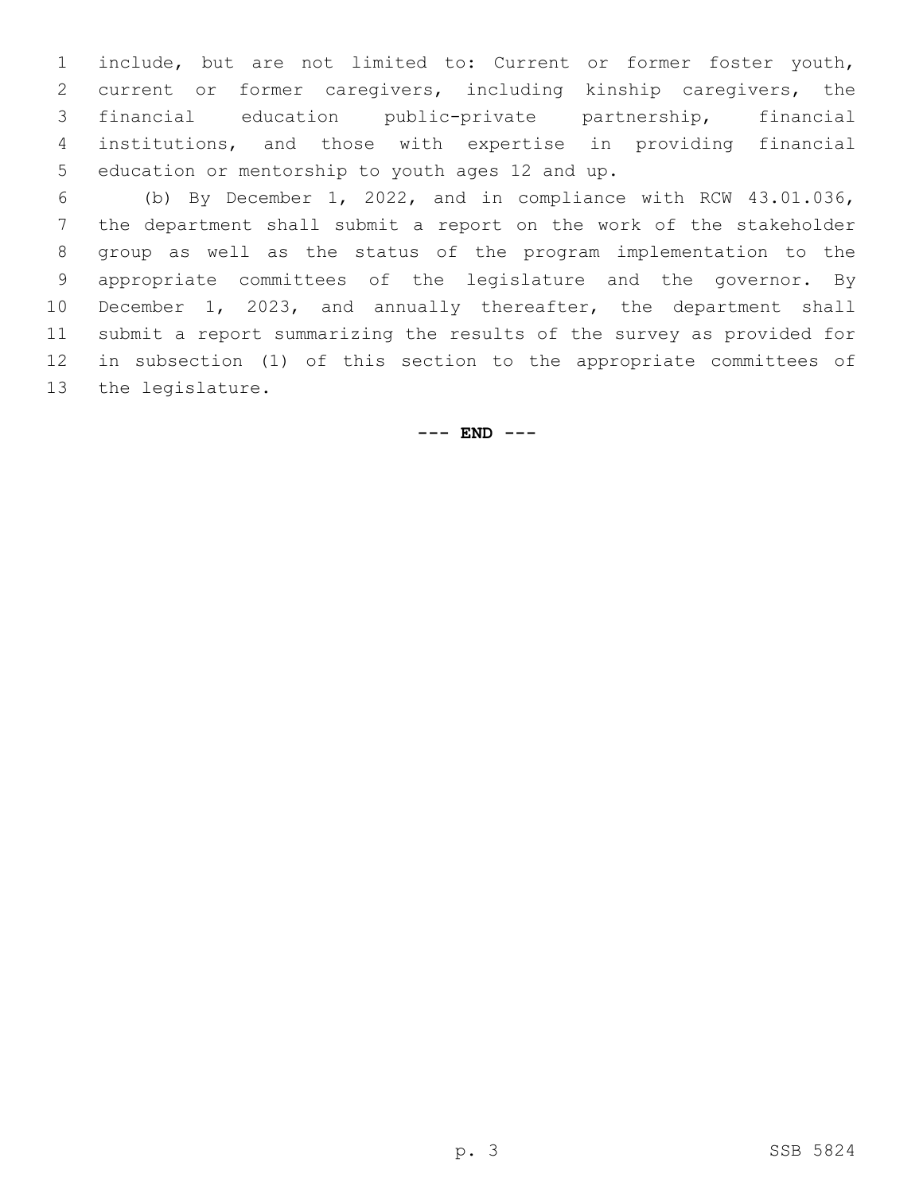include, but are not limited to: Current or former foster youth, current or former caregivers, including kinship caregivers, the financial education public-private partnership, financial institutions, and those with expertise in providing financial education or mentorship to youth ages 12 and up.

(b) By December 1, 2022, and in compliance with RCW 43.01.036, the department shall submit a report on the work of the stakeholder group as well as the status of the program implementation to the appropriate committees of the legislature and the governor. By December 1, 2023, and annually thereafter, the department shall submit a report summarizing the results of the survey as provided for in subsection (1) of this section to the appropriate committees of the legislature.

**--- END ---**